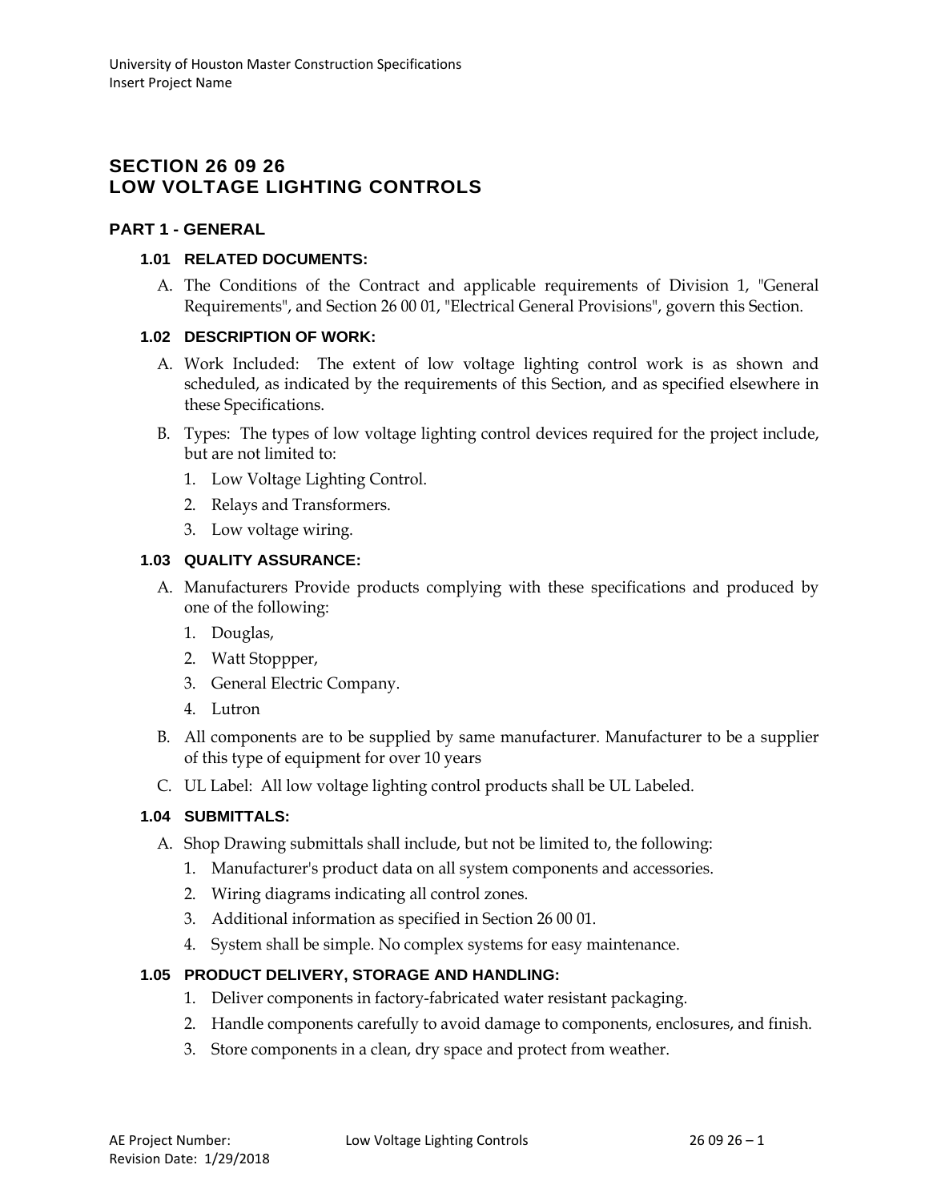# SECTION 26 09 26
# LOW VOLTAGE LIGHTING CONTROLS

## PART 1 - GENERAL

### 1.01 RELATED DOCUMENTS:

A. The Conditions of the Contract and applicable requirements of Division 1, "General Requirements", and Section 26 00 01, "Electrical General Provisions", govern this Section.

### 1.02 DESCRIPTION OF WORK:

A. Work Included: The extent of low voltage lighting control work is as shown and scheduled, as indicated by the requirements of this Section, and as specified elsewhere in these Specifications.

B. Types: The types of low voltage lighting control devices required for the project include, but are not limited to:

1. Low Voltage Lighting Control.
2. Relays and Transformers.
3. Low voltage wiring.

### 1.03 QUALITY ASSURANCE:

A. Manufacturers Provide products complying with these specifications and produced by one of the following:

1. Douglas,
2. Watt Stoppper,
3. General Electric Company.
4. Lutron

B. All components are to be supplied by same manufacturer. Manufacturer to be a supplier of this type of equipment for over 10 years

C. UL Label: All low voltage lighting control products shall be UL Labeled.

### 1.04 SUBMITTALS:

A. Shop Drawing submittals shall include, but not be limited to, the following:

1. Manufacturer's product data on all system components and accessories.
2. Wiring diagrams indicating all control zones.
3. Additional information as specified in Section 26 00 01.
4. System shall be simple. No complex systems for easy maintenance.

### 1.05 PRODUCT DELIVERY, STORAGE AND HANDLING:

1. Deliver components in factory-fabricated water resistant packaging.
2. Handle components carefully to avoid damage to components, enclosures, and finish.
3. Store components in a clean, dry space and protect from weather.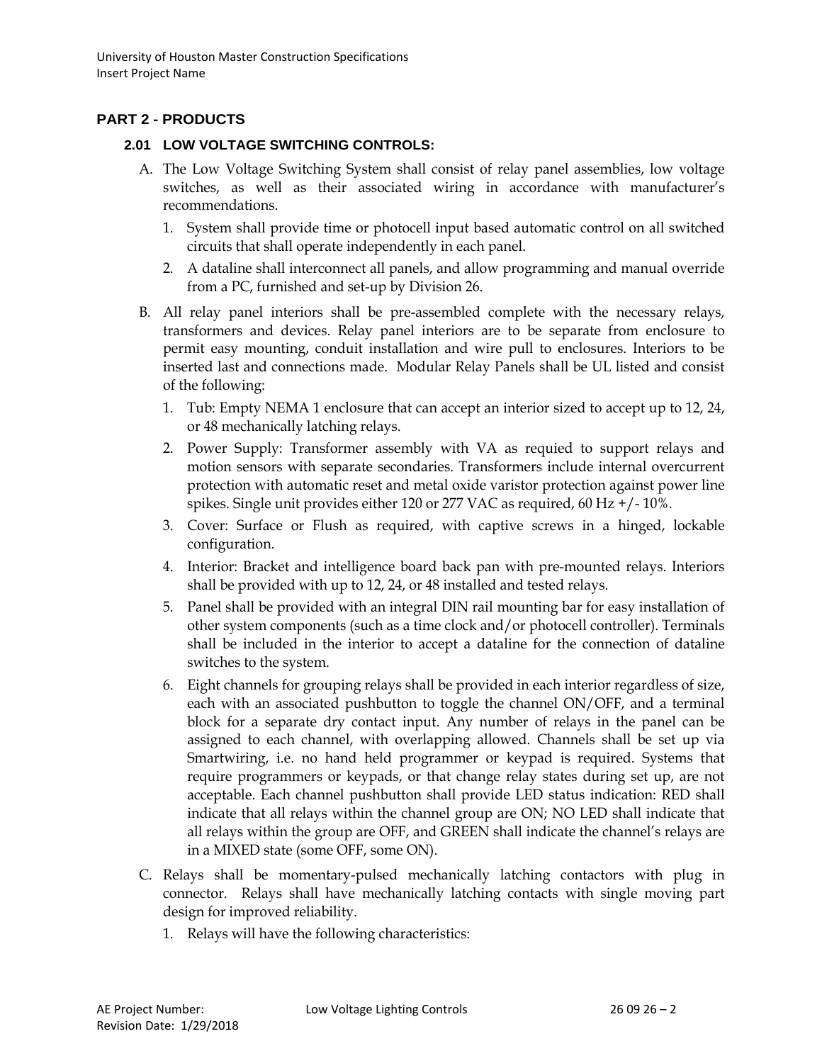## PART 2 - PRODUCTS

### 2.01 LOW VOLTAGE SWITCHING CONTROLS:

A. The Low Voltage Switching System shall consist of relay panel assemblies, low voltage switches, as well as their associated wiring in accordance with manufacturer's recommendations.

   1. System shall provide time or photocell input based automatic control on all switched circuits that shall operate independently in each panel.
   2. A dataline shall interconnect all panels, and allow programming and manual override from a PC, furnished and set-up by Division 26.

B. All relay panel interiors shall be pre-assembled complete with the necessary relays, transformers and devices. Relay panel interiors are to be separate from enclosure to permit easy mounting, conduit installation and wire pull to enclosures. Interiors to be inserted last and connections made. Modular Relay Panels shall be UL listed and consist of the following:

   1. Tub: Empty NEMA 1 enclosure that can accept an interior sized to accept up to 12, 24, or 48 mechanically latching relays.
   2. Power Supply: Transformer assembly with VA as requied to support relays and motion sensors with separate secondaries. Transformers include internal overcurrent protection with automatic reset and metal oxide varistor protection against power line spikes. Single unit provides either 120 or 277 VAC as required, 60 Hz +/- 10%.
   3. Cover: Surface or Flush as required, with captive screws in a hinged, lockable configuration.
   4. Interior: Bracket and intelligence board back pan with pre-mounted relays. Interiors shall be provided with up to 12, 24, or 48 installed and tested relays.
   5. Panel shall be provided with an integral DIN rail mounting bar for easy installation of other system components (such as a time clock and/or photocell controller). Terminals shall be included in the interior to accept a dataline for the connection of dataline switches to the system.
   6. Eight channels for grouping relays shall be provided in each interior regardless of size, each with an associated pushbutton to toggle the channel ON/OFF, and a terminal block for a separate dry contact input. Any number of relays in the panel can be assigned to each channel, with overlapping allowed. Channels shall be set up via Smartwiring, i.e. no hand held programmer or keypad is required. Systems that require programmers or keypads, or that change relay states during set up, are not acceptable. Each channel pushbutton shall provide LED status indication: RED shall indicate that all relays within the channel group are ON; NO LED shall indicate that all relays within the group are OFF, and GREEN shall indicate the channel's relays are in a MIXED state (some OFF, some ON).

C. Relays shall be momentary-pulsed mechanically latching contactors with plug in connector. Relays shall have mechanically latching contacts with single moving part design for improved reliability.

   1. Relays will have the following characteristics: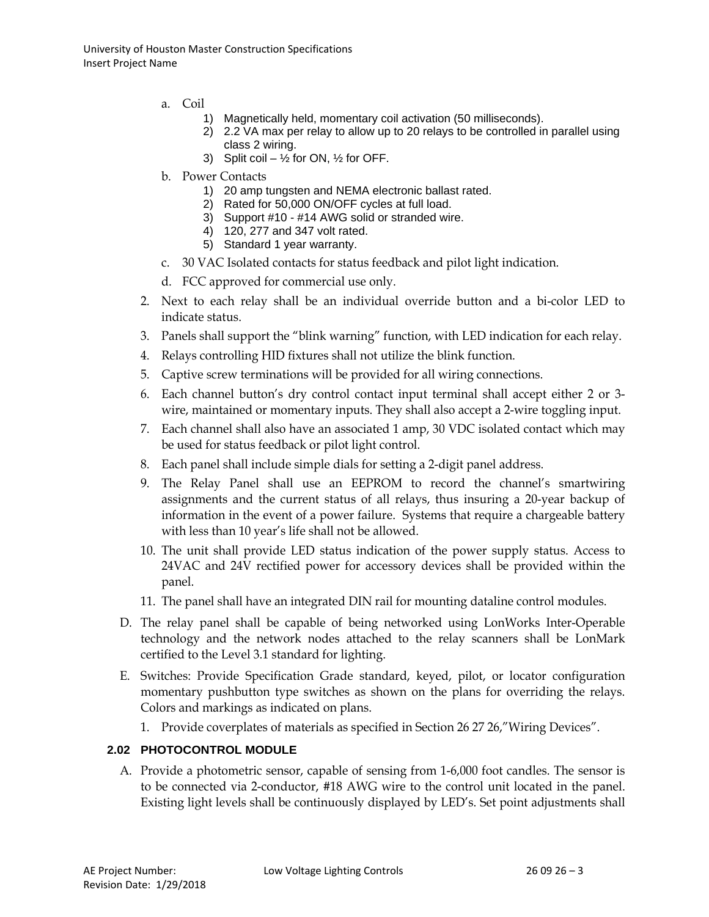a. Coil
    1) Magnetically held, momentary coil activation (50 milliseconds).
    2) 2.2 VA max per relay to allow up to 20 relays to be controlled in parallel using class 2 wiring.
    3) Split coil – ½ for ON, ½ for OFF.

b. Power Contacts
    1) 20 amp tungsten and NEMA electronic ballast rated.
    2) Rated for 50,000 ON/OFF cycles at full load.
    3) Support #10 - #14 AWG solid or stranded wire.
    4) 120, 277 and 347 volt rated.
    5) Standard 1 year warranty.

c. 30 VAC Isolated contacts for status feedback and pilot light indication.

d. FCC approved for commercial use only.

2. Next to each relay shall be an individual override button and a bi-color LED to indicate status.

3. Panels shall support the "blink warning" function, with LED indication for each relay.

4. Relays controlling HID fixtures shall not utilize the blink function.

5. Captive screw terminations will be provided for all wiring connections.

6. Each channel button's dry control contact input terminal shall accept either 2 or 3-wire, maintained or momentary inputs. They shall also accept a 2-wire toggling input.

7. Each channel shall also have an associated 1 amp, 30 VDC isolated contact which may be used for status feedback or pilot light control.

8. Each panel shall include simple dials for setting a 2-digit panel address.

9. The Relay Panel shall use an EEPROM to record the channel's smartwiring assignments and the current status of all relays, thus insuring a 20-year backup of information in the event of a power failure. Systems that require a chargeable battery with less than 10 year's life shall not be allowed.

10. The unit shall provide LED status indication of the power supply status. Access to 24VAC and 24V rectified power for accessory devices shall be provided within the panel.

11. The panel shall have an integrated DIN rail for mounting dataline control modules.

D. The relay panel shall be capable of being networked using LonWorks Inter-Operable technology and the network nodes attached to the relay scanners shall be LonMark certified to the Level 3.1 standard for lighting.

E. Switches: Provide Specification Grade standard, keyed, pilot, or locator configuration momentary pushbutton type switches as shown on the plans for overriding the relays. Colors and markings as indicated on plans.

1. Provide coverplates of materials as specified in Section 26 27 26,"Wiring Devices".

### 2.02 PHOTOCONTROL MODULE

A. Provide a photometric sensor, capable of sensing from 1-6,000 foot candles. The sensor is to be connected via 2-conductor, #18 AWG wire to the control unit located in the panel. Existing light levels shall be continuously displayed by LED's. Set point adjustments shall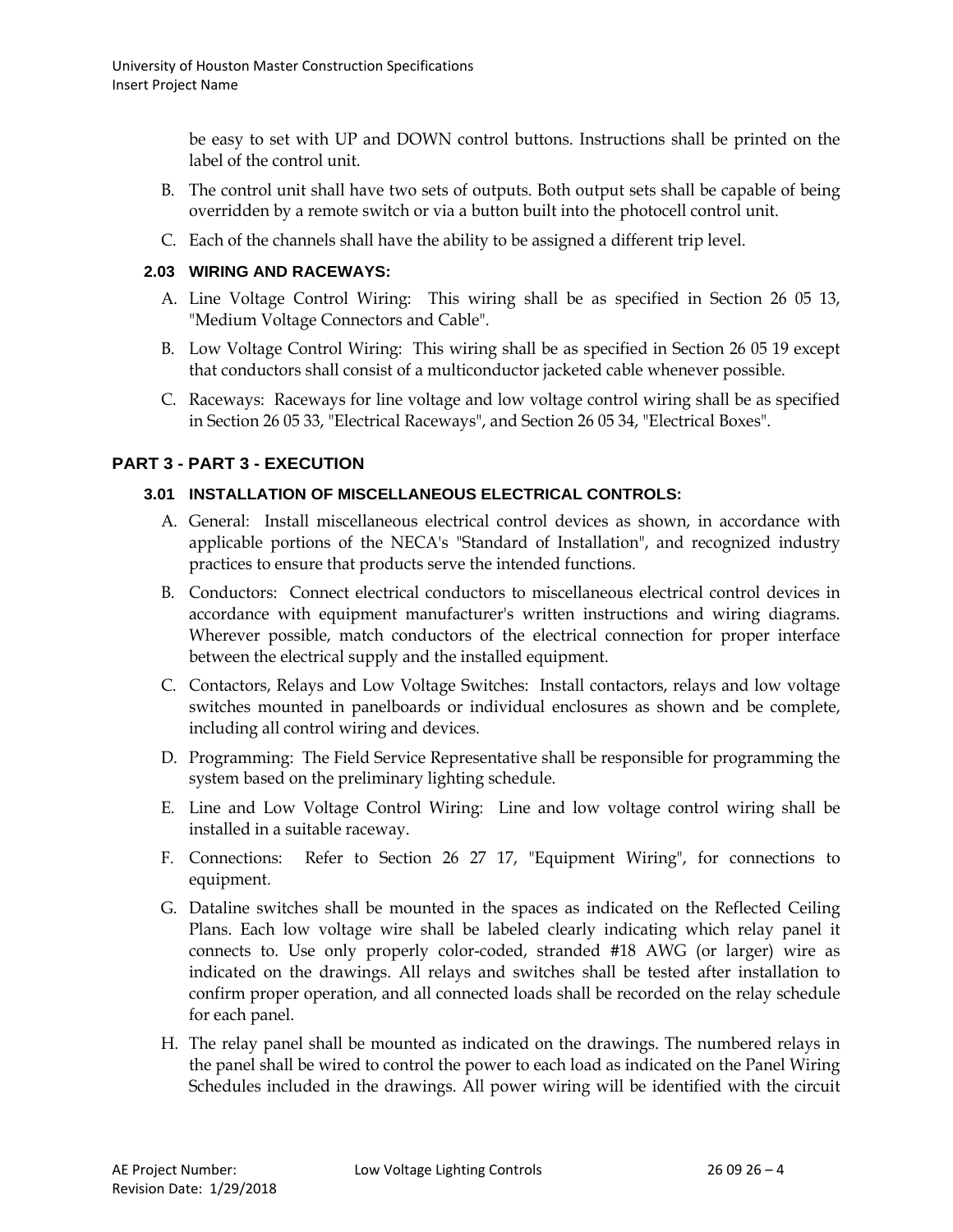be easy to set with UP and DOWN control buttons. Instructions shall be printed on the label of the control unit.

B. The control unit shall have two sets of outputs. Both output sets shall be capable of being overridden by a remote switch or via a button built into the photocell control unit.

C. Each of the channels shall have the ability to be assigned a different trip level.

### 2.03 WIRING AND RACEWAYS:

A. Line Voltage Control Wiring: This wiring shall be as specified in Section 26 05 13, "Medium Voltage Connectors and Cable".

B. Low Voltage Control Wiring: This wiring shall be as specified in Section 26 05 19 except that conductors shall consist of a multiconductor jacketed cable whenever possible.

C. Raceways: Raceways for line voltage and low voltage control wiring shall be as specified in Section 26 05 33, "Electrical Raceways", and Section 26 05 34, "Electrical Boxes".

## PART 3 - PART 3 - EXECUTION

### 3.01 INSTALLATION OF MISCELLANEOUS ELECTRICAL CONTROLS:

A. General: Install miscellaneous electrical control devices as shown, in accordance with applicable portions of the NECA's "Standard of Installation", and recognized industry practices to ensure that products serve the intended functions.

B. Conductors: Connect electrical conductors to miscellaneous electrical control devices in accordance with equipment manufacturer's written instructions and wiring diagrams. Wherever possible, match conductors of the electrical connection for proper interface between the electrical supply and the installed equipment.

C. Contactors, Relays and Low Voltage Switches: Install contactors, relays and low voltage switches mounted in panelboards or individual enclosures as shown and be complete, including all control wiring and devices.

D. Programming: The Field Service Representative shall be responsible for programming the system based on the preliminary lighting schedule.

E. Line and Low Voltage Control Wiring: Line and low voltage control wiring shall be installed in a suitable raceway.

F. Connections: Refer to Section 26 27 17, "Equipment Wiring", for connections to equipment.

G. Dataline switches shall be mounted in the spaces as indicated on the Reflected Ceiling Plans. Each low voltage wire shall be labeled clearly indicating which relay panel it connects to. Use only properly color-coded, stranded #18 AWG (or larger) wire as indicated on the drawings. All relays and switches shall be tested after installation to confirm proper operation, and all connected loads shall be recorded on the relay schedule for each panel.

H. The relay panel shall be mounted as indicated on the drawings. The numbered relays in the panel shall be wired to control the power to each load as indicated on the Panel Wiring Schedules included in the drawings. All power wiring will be identified with the circuit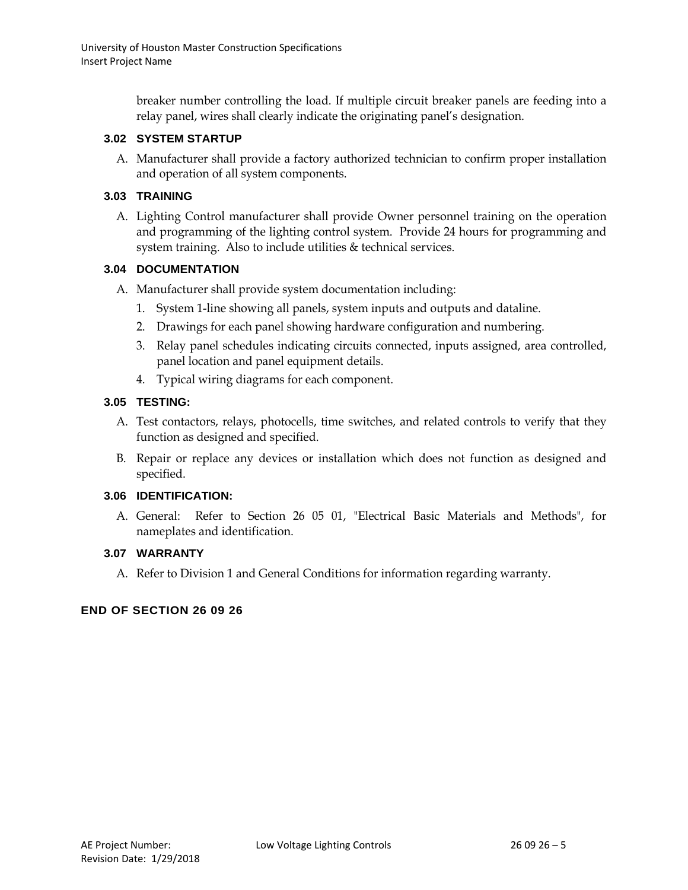breaker number controlling the load. If multiple circuit breaker panels are feeding into a relay panel, wires shall clearly indicate the originating panel's designation.

### 3.02 SYSTEM STARTUP

A. Manufacturer shall provide a factory authorized technician to confirm proper installation and operation of all system components.

### 3.03 TRAINING

A. Lighting Control manufacturer shall provide Owner personnel training on the operation and programming of the lighting control system. Provide 24 hours for programming and system training. Also to include utilities & technical services.

### 3.04 DOCUMENTATION

A. Manufacturer shall provide system documentation including:

1. System 1-line showing all panels, system inputs and outputs and dataline.
2. Drawings for each panel showing hardware configuration and numbering.
3. Relay panel schedules indicating circuits connected, inputs assigned, area controlled, panel location and panel equipment details.
4. Typical wiring diagrams for each component.

### 3.05 TESTING:

A. Test contactors, relays, photocells, time switches, and related controls to verify that they function as designed and specified.

B. Repair or replace any devices or installation which does not function as designed and specified.

### 3.06 IDENTIFICATION:

A. General: Refer to Section 26 05 01, "Electrical Basic Materials and Methods", for nameplates and identification.

### 3.07 WARRANTY

A. Refer to Division 1 and General Conditions for information regarding warranty.

**END OF SECTION 26 09 26**